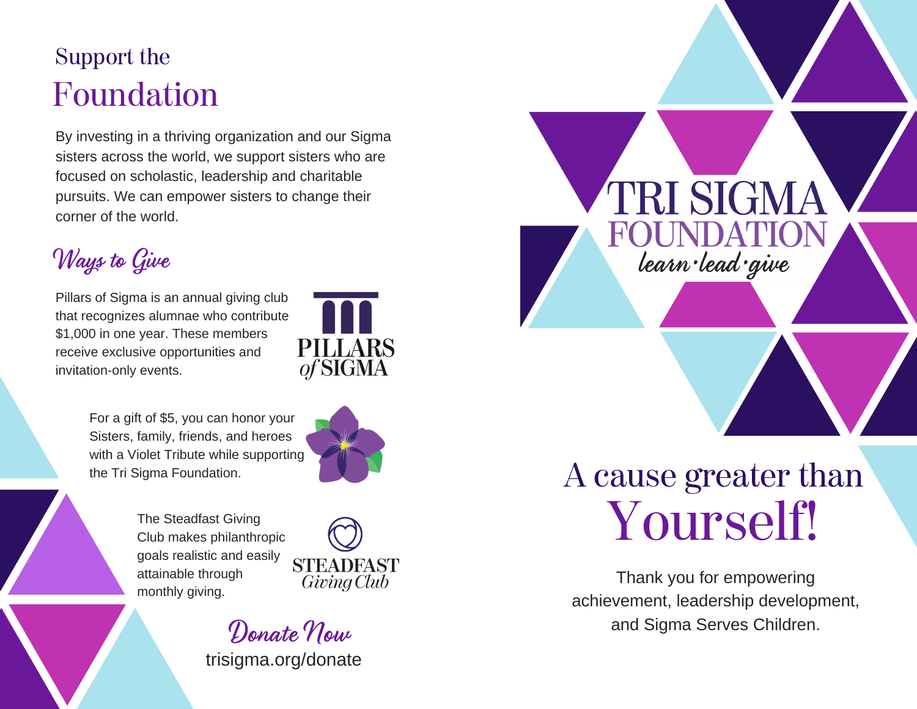## Support the Foundation

By investing in a thriving organization and our Sigma sisters across the world, we support sisters who are focused on scholastic, leadership and charitable pursuits. We can empower sisters to change their corner of the world.

### Ways to Give

Pillars of Sigma is an annual giving club that recognizes alumnae who contribute $1,000 in one year. These members receive exclusive opportunities and invitation-only events.

PILLARS of SIGMA

For a gift of $5, you can honor your Sisters, family, friends, and heroes with a Violet Tribute while supporting the Tri Sigma Foundation.

The Steadfast Giving Club makes philanthropic goals realistic and easily attainable through monthly giving.

STEADFAST Giving Club

**Donate Now**

trisigma.org/donate

# TRI SIGMA FOUNDATION

*learn·lead·give*

## A cause greater than Yourself!

Thank you for empowering achievement, leadership development, and Sigma Serves Children.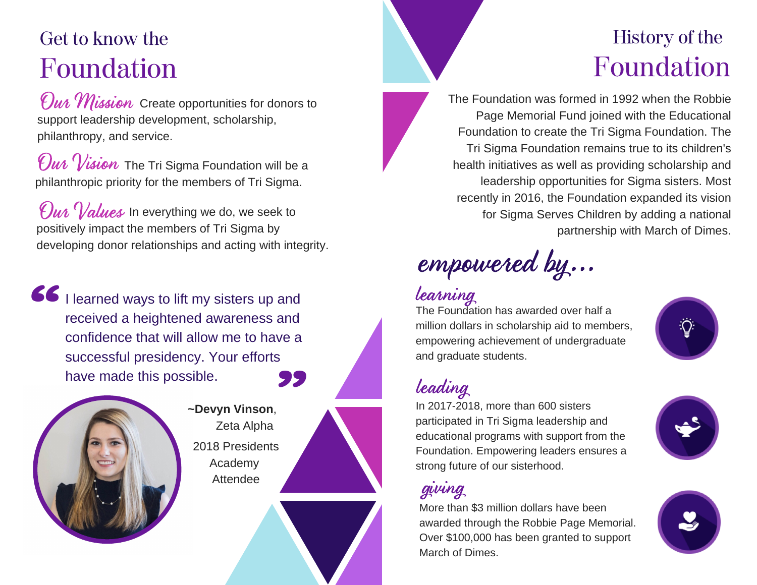# Get to know the Foundation

*Our Mission* Create opportunities for donors to support leadership development, scholarship, philanthropy, and service.

*Our Vision* The Tri Sigma Foundation will be a philanthropic priority for the members of Tri Sigma.

*Our Values* In everything we do, we seek to positively impact the members of Tri Sigma by developing donor relationships and acting with integrity.

> "I learned ways to lift my sisters up and received a heightened awareness and confidence that will allow me to have a successful presidency. Your efforts have made this possible."

**~Devyn Vinson**, Zeta Alpha
2018 Presidents Academy Attendee

# History of the Foundation

The Foundation was formed in 1992 when the Robbie Page Memorial Fund joined with the Educational Foundation to create the Tri Sigma Foundation. The Tri Sigma Foundation remains true to its children's health initiatives as well as providing scholarship and leadership opportunities for Sigma sisters. Most recently in 2016, the Foundation expanded its vision for Sigma Serves Children by adding a national partnership with March of Dimes.

## *empowered by...*

### *learning*

The Foundation has awarded over half a million dollars in scholarship aid to members, empowering achievement of undergraduate and graduate students.

### *leading*

In 2017-2018, more than 600 sisters participated in Tri Sigma leadership and educational programs with support from the Foundation. Empowering leaders ensures a strong future of our sisterhood.

### *giving*

More than $3 million dollars have been awarded through the Robbie Page Memorial. Over $100,000 has been granted to support March of Dimes.